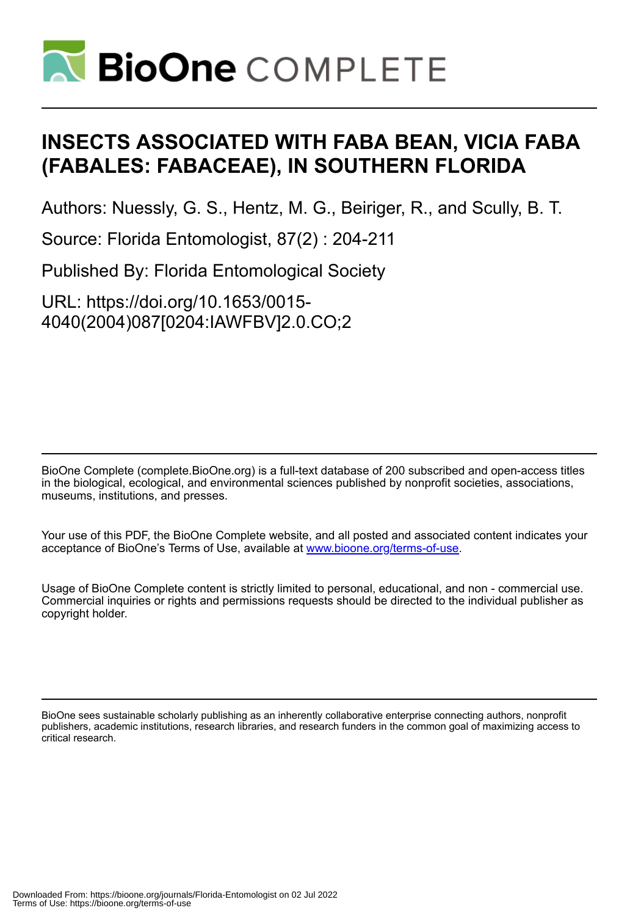# INSECTS ASSOCIATED WITH FABA BEAN, VICIA FABA (FABALES: FABACEAE), IN SOUTHERN FLORIDA

Authors: Nuessly, G. S., Hentz, M. G., Beiriger, R., and Scully, B. T.

Source: Florida Entomologist, 87(2) : 204-211

Published By: Florida Entomological Society

URL: https://doi.org/10.1653/0015-4040(2004)087[0204:IAWFBV]2.0.CO;2

BioOne Complete (complete.BioOne.org) is a full-text database of 200 subscribed and open-access titles in the biological, ecological, and environmental sciences published by nonprofit societies, associations, museums, institutions, and presses.

Your use of this PDF, the BioOne Complete website, and all posted and associated content indicates your acceptance of BioOne's Terms of Use, available at www.bioone.org/terms-of-use.

Usage of BioOne Complete content is strictly limited to personal, educational, and non - commercial use. Commercial inquiries or rights and permissions requests should be directed to the individual publisher as copyright holder.

BioOne sees sustainable scholarly publishing as an inherently collaborative enterprise connecting authors, nonprofit publishers, academic institutions, research libraries, and research funders in the common goal of maximizing access to critical research.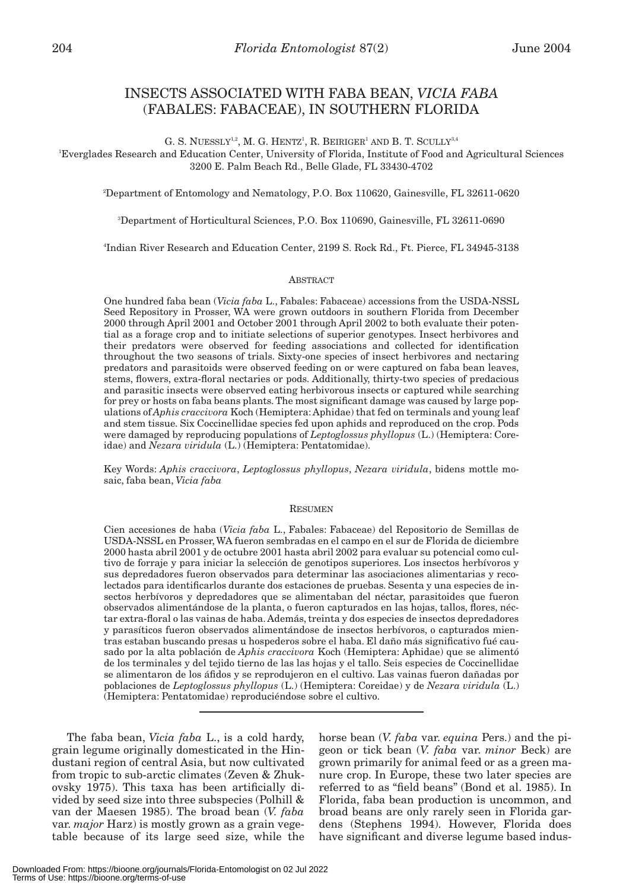# INSECTS ASSOCIATED WITH FABA BEAN, *VICIA FABA* (FABALES: FABACEAE), IN SOUTHERN FLORIDA

G. S. NUESSLY[1,2], M. G. HENTZ[1], R. BEIRIGER[1] AND B. T. SCULLY[3,4]

[1]Everglades Research and Education Center, University of Florida, Institute of Food and Agricultural Sciences 3200 E. Palm Beach Rd., Belle Glade, FL 33430-4702

[2]Department of Entomology and Nematology, P.O. Box 110620, Gainesville, FL 32611-0620

[3]Department of Horticultural Sciences, P.O. Box 110690, Gainesville, FL 32611-0690

[4]Indian River Research and Education Center, 2199 S. Rock Rd., Ft. Pierce, FL 34945-3138

## ABSTRACT

One hundred faba bean (*Vicia faba* L., Fabales: Fabaceae) accessions from the USDA-NSSL Seed Repository in Prosser, WA were grown outdoors in southern Florida from December 2000 through April 2001 and October 2001 through April 2002 to both evaluate their potential as a forage crop and to initiate selections of superior genotypes. Insect herbivores and their predators were observed for feeding associations and collected for identification throughout the two seasons of trials. Sixty-one species of insect herbivores and nectaring predators and parasitoids were observed feeding on or were captured on faba bean leaves, stems, flowers, extra-floral nectaries or pods. Additionally, thirty-two species of predacious and parasitic insects were observed eating herbivorous insects or captured while searching for prey or hosts on faba beans plants. The most significant damage was caused by large populations of *Aphis craccivora* Koch (Hemiptera: Aphidae) that fed on terminals and young leaf and stem tissue. Six Coccinellidae species fed upon aphids and reproduced on the crop. Pods were damaged by reproducing populations of *Leptoglossus phyllopus* (L.) (Hemiptera: Coreidae) and *Nezara viridula* (L.) (Hemiptera: Pentatomidae).

Key Words: *Aphis craccivora*, *Leptoglossus phyllopus*, *Nezara viridula*, bidens mottle mosaic, faba bean, *Vicia faba*

## RESUMEN

Cien accesiones de haba (*Vicia faba* L., Fabales: Fabaceae) del Repositorio de Semillas de USDA-NSSL en Prosser, WA fueron sembradas en el campo en el sur de Florida de diciembre 2000 hasta abril 2001 y de octubre 2001 hasta abril 2002 para evaluar su potencial como cultivo de forraje y para iniciar la selección de genotipos superiores. Los insectos herbívoros y sus depredadores fueron observados para determinar las asociaciones alimentarias y recolectados para identificarlos durante dos estaciones de pruebas. Sesenta y una especies de insectos herbívoros y depredadores que se alimentaban del néctar, parasitoides que fueron observados alimentándose de la planta, o fueron capturados en las hojas, tallos, flores, néctar extra-floral o las vainas de haba. Además, treinta y dos especies de insectos depredadores y parasíticos fueron observados alimentándose de insectos herbívoros, o capturados mientras estaban buscando presas u hospederos sobre el haba. El daño más significativo fué causado por la alta población de *Aphis craccivora* Koch (Hemiptera: Aphidae) que se alimentó de los terminales y del tejido tierno de las las hojas y el tallo. Seis especies de Coccinellidae se alimentaron de los áfidos y se reprodujeron en el cultivo. Las vainas fueron dañadas por poblaciones de *Leptoglossus phyllopus* (L.) (Hemiptera: Coreidae) y de *Nezara viridula* (L.) (Hemiptera: Pentatomidae) reproduciéndose sobre el cultivo.

---

The faba bean, *Vicia faba* L., is a cold hardy, grain legume originally domesticated in the Hindustani region of central Asia, but now cultivated from tropic to sub-arctic climates (Zeven & Zhukovsky 1975). This taxa has been artificially divided by seed size into three subspecies (Polhill & van der Maesen 1985). The broad bean (*V. faba* var. *major* Harz) is mostly grown as a grain vegetable because of its large seed size, while the horse bean (*V. faba* var. *equina* Pers.) and the pigeon or tick bean (*V. faba* var. *minor* Beck) are grown primarily for animal feed or as a green manure crop. In Europe, these two later species are referred to as "field beans" (Bond et al. 1985). In Florida, faba bean production is uncommon, and broad beans are only rarely seen in Florida gardens (Stephens 1994). However, Florida does have significant and diverse legume based indus-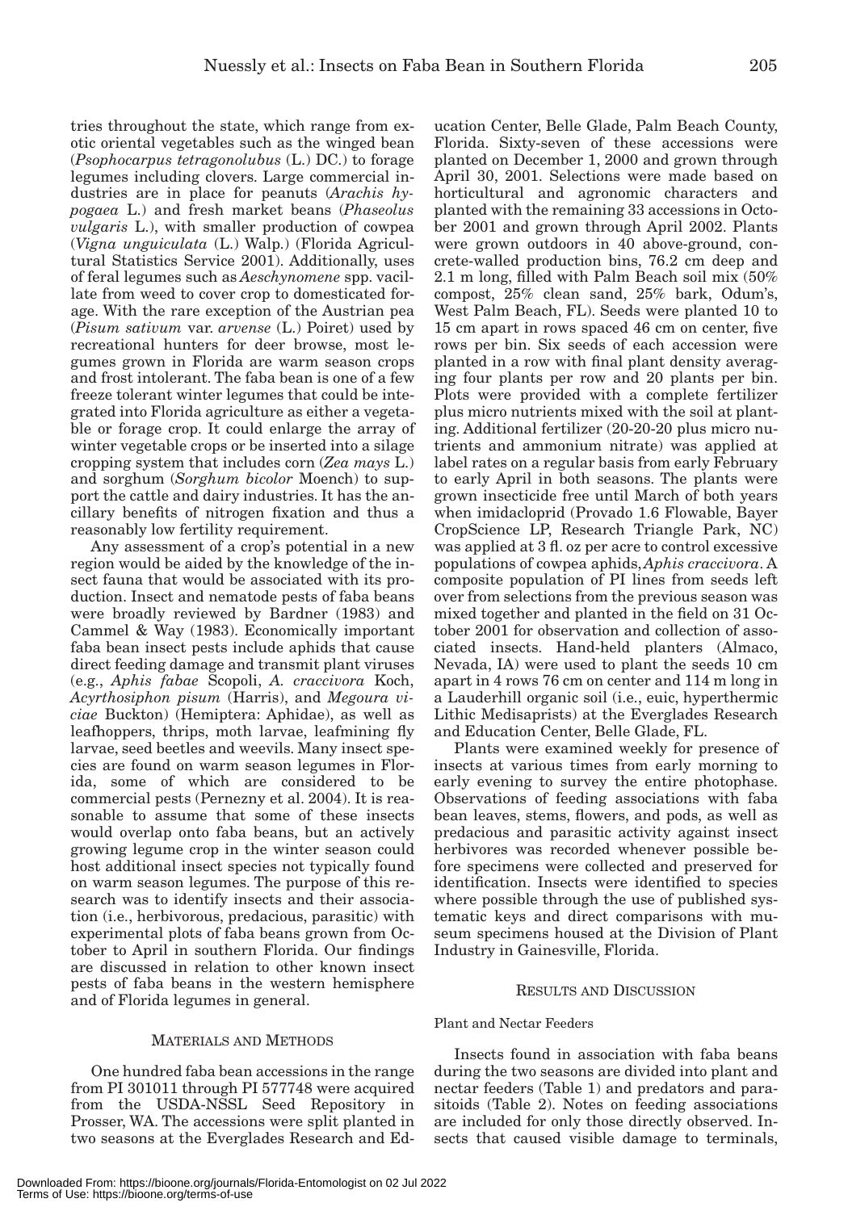tries throughout the state, which range from exotic oriental vegetables such as the winged bean (*Psophocarpus tetragonolubus* (L.) DC.) to forage legumes including clovers. Large commercial industries are in place for peanuts (*Arachis hypogaea* L.) and fresh market beans (*Phaseolus vulgaris* L.), with smaller production of cowpea (*Vigna unguiculata* (L.) Walp.) (Florida Agricultural Statistics Service 2001). Additionally, uses of feral legumes such as *Aeschynomene* spp. vacillate from weed to cover crop to domesticated forage. With the rare exception of the Austrian pea (*Pisum sativum* var. *arvense* (L.) Poiret) used by recreational hunters for deer browse, most legumes grown in Florida are warm season crops and frost intolerant. The faba bean is one of a few freeze tolerant winter legumes that could be integrated into Florida agriculture as either a vegetable or forage crop. It could enlarge the array of winter vegetable crops or be inserted into a silage cropping system that includes corn (*Zea mays* L.) and sorghum (*Sorghum bicolor* Moench) to support the cattle and dairy industries. It has the ancillary benefits of nitrogen fixation and thus a reasonably low fertility requirement.

Any assessment of a crop's potential in a new region would be aided by the knowledge of the insect fauna that would be associated with its production. Insect and nematode pests of faba beans were broadly reviewed by Bardner (1983) and Cammel & Way (1983). Economically important faba bean insect pests include aphids that cause direct feeding damage and transmit plant viruses (e.g., *Aphis fabae* Scopoli, *A. craccivora* Koch, *Acyrthosiphon pisum* (Harris), and *Megoura viciae* Buckton) (Hemiptera: Aphidae), as well as leafhoppers, thrips, moth larvae, leafmining fly larvae, seed beetles and weevils. Many insect species are found on warm season legumes in Florida, some of which are considered to be commercial pests (Pernezny et al. 2004). It is reasonable to assume that some of these insects would overlap onto faba beans, but an actively growing legume crop in the winter season could host additional insect species not typically found on warm season legumes. The purpose of this research was to identify insects and their association (i.e., herbivorous, predacious, parasitic) with experimental plots of faba beans grown from October to April in southern Florida. Our findings are discussed in relation to other known insect pests of faba beans in the western hemisphere and of Florida legumes in general.

## MATERIALS AND METHODS

One hundred faba bean accessions in the range from PI 301011 through PI 577748 were acquired from the USDA-NSSL Seed Repository in Prosser, WA. The accessions were split planted in two seasons at the Everglades Research and Education Center, Belle Glade, Palm Beach County, Florida. Sixty-seven of these accessions were planted on December 1, 2000 and grown through April 30, 2001. Selections were made based on horticultural and agronomic characters and planted with the remaining 33 accessions in October 2001 and grown through April 2002. Plants were grown outdoors in 40 above-ground, concrete-walled production bins, 76.2 cm deep and 2.1 m long, filled with Palm Beach soil mix (50% compost, 25% clean sand, 25% bark, Odum's, West Palm Beach, FL). Seeds were planted 10 to 15 cm apart in rows spaced 46 cm on center, five rows per bin. Six seeds of each accession were planted in a row with final plant density averaging four plants per row and 20 plants per bin. Plots were provided with a complete fertilizer plus micro nutrients mixed with the soil at planting. Additional fertilizer (20-20-20 plus micro nutrients and ammonium nitrate) was applied at label rates on a regular basis from early February to early April in both seasons. The plants were grown insecticide free until March of both years when imidacloprid (Provado 1.6 Flowable, Bayer CropScience LP, Research Triangle Park, NC) was applied at 3 fl. oz per acre to control excessive populations of cowpea aphids, *Aphis craccivora*. A composite population of PI lines from seeds left over from selections from the previous season was mixed together and planted in the field on 31 October 2001 for observation and collection of associated insects. Hand-held planters (Almaco, Nevada, IA) were used to plant the seeds 10 cm apart in 4 rows 76 cm on center and 114 m long in a Lauderhill organic soil (i.e., euic, hyperthermic Lithic Medisaprists) at the Everglades Research and Education Center, Belle Glade, FL.

Plants were examined weekly for presence of insects at various times from early morning to early evening to survey the entire photophase. Observations of feeding associations with faba bean leaves, stems, flowers, and pods, as well as predacious and parasitic activity against insect herbivores was recorded whenever possible before specimens were collected and preserved for identification. Insects were identified to species where possible through the use of published systematic keys and direct comparisons with museum specimens housed at the Division of Plant Industry in Gainesville, Florida.

## RESULTS AND DISCUSSION

### Plant and Nectar Feeders

Insects found in association with faba beans during the two seasons are divided into plant and nectar feeders (Table 1) and predators and parasitoids (Table 2). Notes on feeding associations are included for only those directly observed. Insects that caused visible damage to terminals,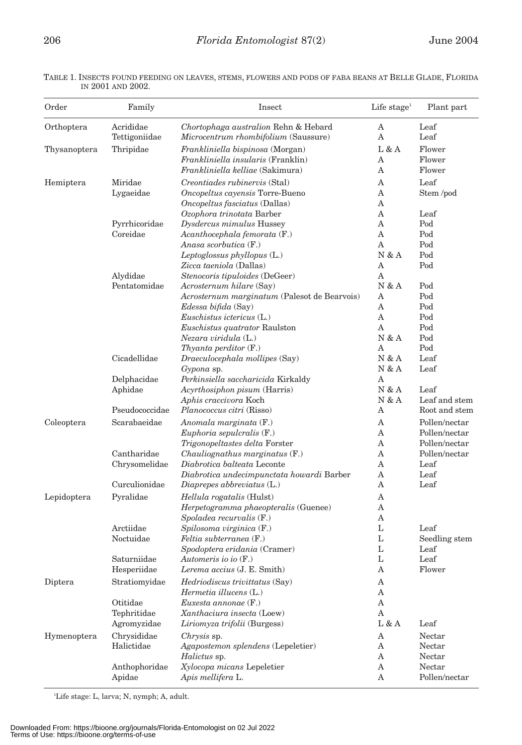TABLE 1. INSECTS FOUND FEEDING ON LEAVES, STEMS, FLOWERS AND PODS OF FABA BEANS AT BELLE GLADE, FLORIDA IN 2001 AND 2002.

| Order | Family | Insect | Life stage[1] | Plant part |
|---|---|---|---|---|
| Orthoptera | Acrididae | *Chortophaga australion* Rehn & Hebard | A | Leaf |
| | Tettigoniidae | *Microcentrum rhombifolium* (Saussure) | A | Leaf |
| Thysanoptera | Thripidae | *Frankliniella bispinosa* (Morgan) | L & A | Flower |
| | | *Frankliniella insularis* (Franklin) | A | Flower |
| | | *Frankliniella kelliae* (Sakimura) | A | Flower |
| Hemiptera | Miridae | *Creontiades rubinervis* (Stal) | A | Leaf |
| | Lygaeidae | *Oncopeltus cayensis* Torre-Bueno | A | Stem /pod |
| | | *Oncopeltus fasciatus* (Dallas) | A | |
| | | *Ozophora trinotata* Barber | A | Leaf |
| | Pyrrhicoridae | *Dysdercus mimulus* Hussey | A | Pod |
| | Coreidae | *Acanthocephala femorata* (F.) | A | Pod |
| | | *Anasa scorbutica* (F.) | A | Pod |
| | | *Leptoglossus phyllopus* (L.) | N & A | Pod |
| | | *Zicca taeniola* (Dallas) | A | Pod |
| | Alydidae | *Stenocoris tipuloides* (DeGeer) | A | |
| | Pentatomidae | *Acrosternum hilare* (Say) | N & A | Pod |
| | | *Acrosternum marginatum* (Palesot de Bearvois) | A | Pod |
| | | *Edessa bifida* (Say) | A | Pod |
| | | *Euschistus ictericus* (L.) | A | Pod |
| | | *Euschistus quatrator* Raulston | A | Pod |
| | | *Nezara viridula* (L.) | N & A | Pod |
| | | *Thyanta perditor* (F.) | A | Pod |
| | Cicadellidae | *Draeculocephala mollipes* (Say) | N & A | Leaf |
| | | *Gypona* sp. | N & A | Leaf |
| | Delphacidae | *Perkinsiella saccharicida* Kirkaldy | A | |
| | Aphidae | *Acyrthosiphon pisum* (Harris) | N & A | Leaf |
| | | *Aphis craccivora* Koch | N & A | Leaf and stem |
| | Pseudococcidae | *Planococcus citri* (Risso) | A | Root and stem |
| Coleoptera | Scarabaeidae | *Anomala marginata* (F.) | A | Pollen/nectar |
| | | *Euphoria sepulcralis* (F.) | A | Pollen/nectar |
| | | *Trigonopeltastes delta* Forster | A | Pollen/nectar |
| | Cantharidae | *Chauliognathus marginatus* (F.) | A | Pollen/nectar |
| | Chrysomelidae | *Diabrotica balteata* Leconte | A | Leaf |
| | | *Diabrotica undecimpunctata howardi* Barber | A | Leaf |
| | Curculionidae | *Diaprepes abbreviatus* (L.) | A | Leaf |
| Lepidoptera | Pyralidae | *Hellula rogatalis* (Hulst) | A | |
| | | *Herpetogramma phaeopteralis* (Guenee) | A | |
| | | *Spoladea recurvalis* (F.) | A | |
| | Arctiidae | *Spilosoma virginica* (F.) | L | Leaf |
| | Noctuidae | *Feltia subterranea* (F.) | L | Seedling stem |
| | | *Spodoptera eridania* (Cramer) | L | Leaf |
| | Saturniidae | *Automeris io io* (F.) | L | Leaf |
| | Hesperiidae | *Lerema accius* (J. E. Smith) | A | Flower |
| Diptera | Stratiomyidae | *Hedriodiscus trivittatus* (Say) | A | |
| | | *Hermetia illucens* (L.) | A | |
| | Otitidae | *Euxesta annonae* (F.) | A | |
| | Tephritidae | *Xanthaciura insecta* (Loew) | A | |
| | Agromyzidae | *Liriomyza trifolii* (Burgess) | L & A | Leaf |
| Hymenoptera | Chrysididae | *Chrysis* sp. | A | Nectar |
| | Halictidae | *Agapostemon splendens* (Lepeletier) | A | Nectar |
| | | *Halictus* sp. | A | Nectar |
| | Anthophoridae | *Xylocopa micans* Lepeletier | A | Nectar |
| | Apidae | *Apis mellifera* L. | A | Pollen/nectar |

[1]Life stage: L, larva; N, nymph; A, adult.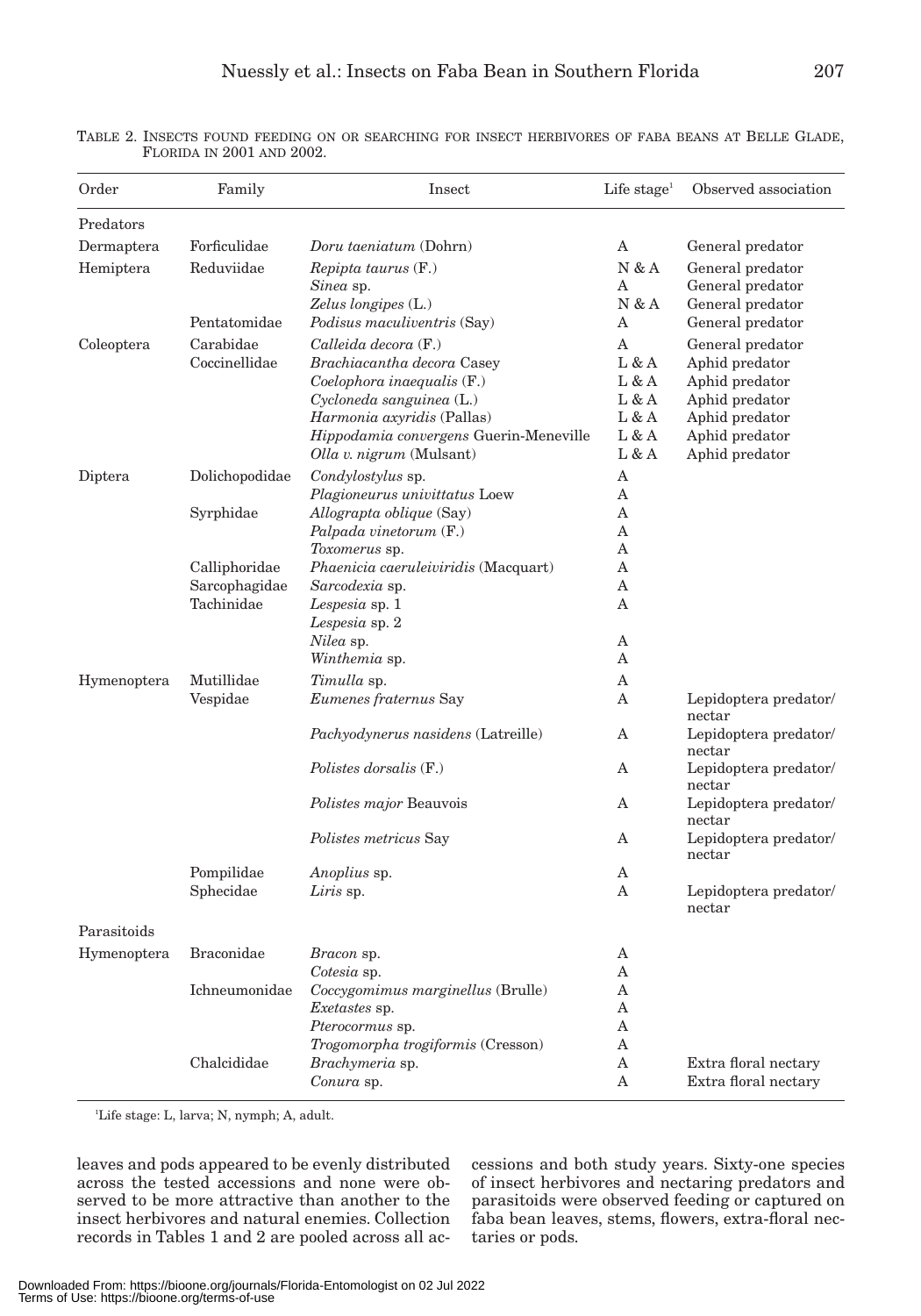TABLE 2. INSECTS FOUND FEEDING ON OR SEARCHING FOR INSECT HERBIVORES OF FABA BEANS AT BELLE GLADE, FLORIDA IN 2001 AND 2002.

| Order | Family | Insect | Life stage[1] | Observed association |
|---|---|---|---|---|
| Predators | | | | |
| Dermaptera | Forficulidae | *Doru taeniatum* (Dohrn) | A | General predator |
| Hemiptera | Reduviidae | *Repipta taurus* (F.) | N & A | General predator |
| | | *Sinea* sp. | A | General predator |
| | | *Zelus longipes* (L.) | N & A | General predator |
| | Pentatomidae | *Podisus maculiventris* (Say) | A | General predator |
| Coleoptera | Carabidae | *Calleida decora* (F.) | A | General predator |
| | Coccinellidae | *Brachiacantha decora* Casey | L & A | Aphid predator |
| | | *Coelophora inaequalis* (F.) | L & A | Aphid predator |
| | | *Cycloneda sanguinea* (L.) | L & A | Aphid predator |
| | | *Harmonia axyridis* (Pallas) | L & A | Aphid predator |
| | | *Hippodamia convergens* Guerin-Meneville | L & A | Aphid predator |
| | | *Olla v. nigrum* (Mulsant) | L & A | Aphid predator |
| Diptera | Dolichopodidae | *Condylostylus* sp. | A | |
| | | *Plagioneurus univittatus* Loew | A | |
| | Syrphidae | *Allograpta oblique* (Say) | A | |
| | | *Palpada vinetorum* (F.) | A | |
| | | *Toxomerus* sp. | A | |
| | Calliphoridae | *Phaenicia caeruleiviridis* (Macquart) | A | |
| | Sarcophagidae | *Sarcodexia* sp. | A | |
| | Tachinidae | *Lespesia* sp. 1 | A | |
| | | *Lespesia* sp. 2 | | |
| | | *Nilea* sp. | A | |
| | | *Winthemia* sp. | A | |
| Hymenoptera | Mutillidae | *Timulla* sp. | A | |
| | Vespidae | *Eumenes fraternus* Say | A | Lepidoptera predator/ nectar |
| | | *Pachyodynerus nasidens* (Latreille) | A | Lepidoptera predator/ nectar |
| | | *Polistes dorsalis* (F.) | A | Lepidoptera predator/ nectar |
| | | *Polistes major* Beauvois | A | Lepidoptera predator/ nectar |
| | | *Polistes metricus* Say | A | Lepidoptera predator/ nectar |
| | Pompilidae | *Anoplius* sp. | A | |
| | Sphecidae | *Liris* sp. | A | Lepidoptera predator/ nectar |
| Parasitoids | | | | |
| Hymenoptera | Braconidae | *Bracon* sp. | A | |
| | | *Cotesia* sp. | A | |
| | Ichneumonidae | *Coccygomimus marginellus* (Brulle) | A | |
| | | *Exetastes* sp. | A | |
| | | *Pterocormus* sp. | A | |
| | | *Trogomorpha trogiformis* (Cresson) | A | |
| | Chalcididae | *Brachymeria* sp. | A | Extra floral nectary |
| | | *Conura* sp. | A | Extra floral nectary |

[1]Life stage: L, larva; N, nymph; A, adult.

leaves and pods appeared to be evenly distributed across the tested accessions and none were observed to be more attractive than another to the insect herbivores and natural enemies. Collection records in Tables 1 and 2 are pooled across all accessions and both study years. Sixty-one species of insect herbivores and nectaring predators and parasitoids were observed feeding or captured on faba bean leaves, stems, flowers, extra-floral nectaries or pods.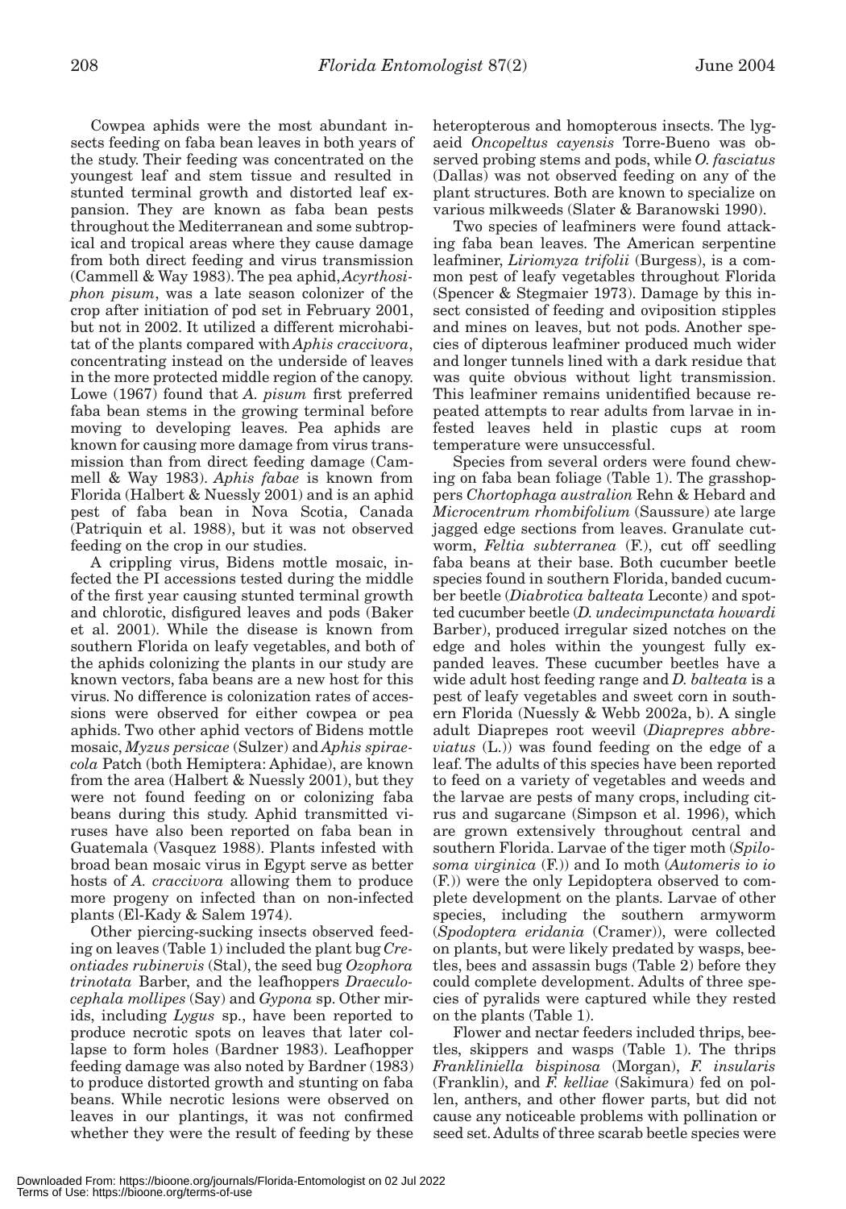Cowpea aphids were the most abundant insects feeding on faba bean leaves in both years of the study. Their feeding was concentrated on the youngest leaf and stem tissue and resulted in stunted terminal growth and distorted leaf expansion. They are known as faba bean pests throughout the Mediterranean and some subtropical and tropical areas where they cause damage from both direct feeding and virus transmission (Cammell & Way 1983). The pea aphid, *Acyrthosiphon pisum*, was a late season colonizer of the crop after initiation of pod set in February 2001, but not in 2002. It utilized a different microhabitat of the plants compared with *Aphis craccivora*, concentrating instead on the underside of leaves in the more protected middle region of the canopy. Lowe (1967) found that *A. pisum* first preferred faba bean stems in the growing terminal before moving to developing leaves. Pea aphids are known for causing more damage from virus transmission than from direct feeding damage (Cammell & Way 1983). *Aphis fabae* is known from Florida (Halbert & Nuessly 2001) and is an aphid pest of faba bean in Nova Scotia, Canada (Patriquin et al. 1988), but it was not observed feeding on the crop in our studies.

A crippling virus, Bidens mottle mosaic, infected the PI accessions tested during the middle of the first year causing stunted terminal growth and chlorotic, disfigured leaves and pods (Baker et al. 2001). While the disease is known from southern Florida on leafy vegetables, and both of the aphids colonizing the plants in our study are known vectors, faba beans are a new host for this virus. No difference is colonization rates of accessions were observed for either cowpea or pea aphids. Two other aphid vectors of Bidens mottle mosaic, *Myzus persicae* (Sulzer) and *Aphis spiraecola* Patch (both Hemiptera: Aphidae), are known from the area (Halbert & Nuessly 2001), but they were not found feeding on or colonizing faba beans during this study. Aphid transmitted viruses have also been reported on faba bean in Guatemala (Vasquez 1988). Plants infested with broad bean mosaic virus in Egypt serve as better hosts of *A. craccivora* allowing them to produce more progeny on infected than on non-infected plants (El-Kady & Salem 1974).

Other piercing-sucking insects observed feeding on leaves (Table 1) included the plant bug *Creontiades rubinervis* (Stal), the seed bug *Ozophora trinotata* Barber, and the leafhoppers *Draeculocephala mollipes* (Say) and *Gypona* sp. Other mirids, including *Lygus* sp., have been reported to produce necrotic spots on leaves that later collapse to form holes (Bardner 1983). Leafhopper feeding damage was also noted by Bardner (1983) to produce distorted growth and stunting on faba beans. While necrotic lesions were observed on leaves in our plantings, it was not confirmed whether they were the result of feeding by these heteropterous and homopterous insects. The lygaeid *Oncopeltus cayensis* Torre-Bueno was observed probing stems and pods, while *O. fasciatus* (Dallas) was not observed feeding on any of the plant structures. Both are known to specialize on various milkweeds (Slater & Baranowski 1990).

Two species of leafminers were found attacking faba bean leaves. The American serpentine leafminer, *Liriomyza trifolii* (Burgess), is a common pest of leafy vegetables throughout Florida (Spencer & Stegmaier 1973). Damage by this insect consisted of feeding and oviposition stipples and mines on leaves, but not pods. Another species of dipterous leafminer produced much wider and longer tunnels lined with a dark residue that was quite obvious without light transmission. This leafminer remains unidentified because repeated attempts to rear adults from larvae in infested leaves held in plastic cups at room temperature were unsuccessful.

Species from several orders were found chewing on faba bean foliage (Table 1). The grasshoppers *Chortophaga australion* Rehn & Hebard and *Microcentrum rhombifolium* (Saussure) ate large jagged edge sections from leaves. Granulate cutworm, *Feltia subterranea* (F.), cut off seedling faba beans at their base. Both cucumber beetle species found in southern Florida, banded cucumber beetle (*Diabrotica balteata* Leconte) and spotted cucumber beetle (*D. undecimpunctata howardi* Barber), produced irregular sized notches on the edge and holes within the youngest fully expanded leaves. These cucumber beetles have a wide adult host feeding range and *D. balteata* is a pest of leafy vegetables and sweet corn in southern Florida (Nuessly & Webb 2002a, b). A single adult Diaprepes root weevil (*Diaprepres abbreviatus* (L.)) was found feeding on the edge of a leaf. The adults of this species have been reported to feed on a variety of vegetables and weeds and the larvae are pests of many crops, including citrus and sugarcane (Simpson et al. 1996), which are grown extensively throughout central and southern Florida. Larvae of the tiger moth (*Spilosoma virginica* (F.)) and Io moth (*Automeris io io* (F.)) were the only Lepidoptera observed to complete development on the plants. Larvae of other species, including the southern armyworm (*Spodoptera eridania* (Cramer)), were collected on plants, but were likely predated by wasps, beetles, bees and assassin bugs (Table 2) before they could complete development. Adults of three species of pyralids were captured while they rested on the plants (Table 1).

Flower and nectar feeders included thrips, beetles, skippers and wasps (Table 1). The thrips *Frankliniella bispinosa* (Morgan), *F. insularis* (Franklin), and *F. kelliae* (Sakimura) fed on pollen, anthers, and other flower parts, but did not cause any noticeable problems with pollination or seed set. Adults of three scarab beetle species were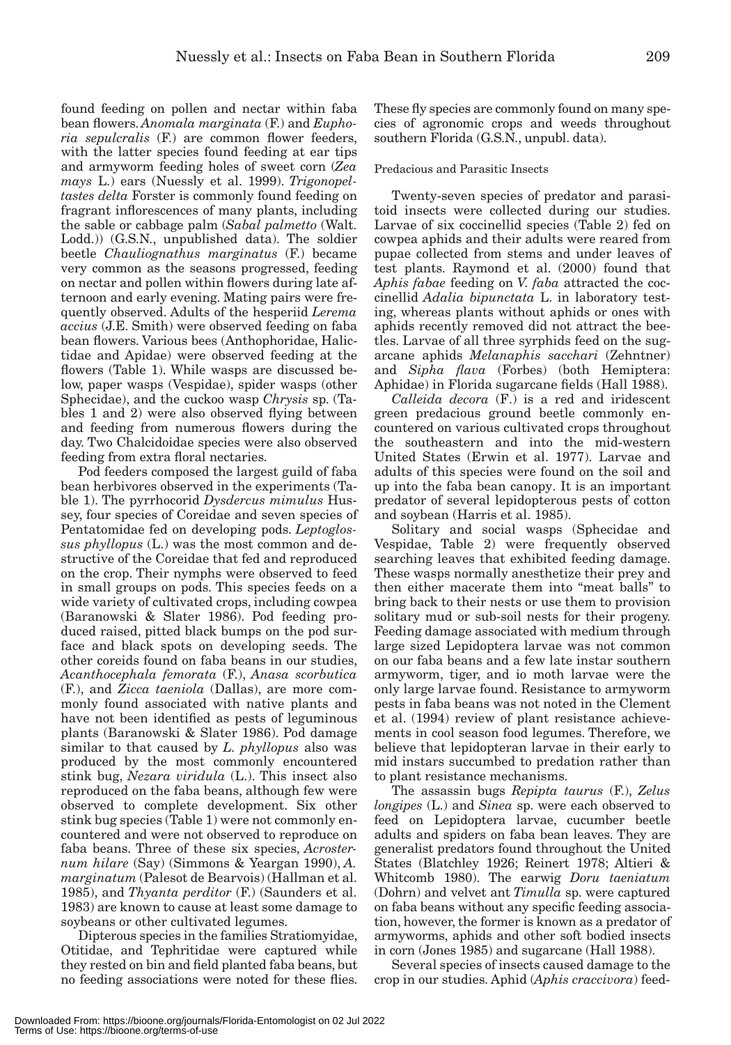found feeding on pollen and nectar within faba bean flowers. *Anomala marginata* (F.) and *Euphoria sepulcralis* (F.) are common flower feeders, with the latter species found feeding at ear tips and armyworm feeding holes of sweet corn (*Zea mays* L.) ears (Nuessly et al. 1999). *Trigonopeltastes delta* Forster is commonly found feeding on fragrant inflorescences of many plants, including the sable or cabbage palm (*Sabal palmetto* (Walt. Lodd.)) (G.S.N., unpublished data). The soldier beetle *Chauliognathus marginatus* (F.) became very common as the seasons progressed, feeding on nectar and pollen within flowers during late afternoon and early evening. Mating pairs were frequently observed. Adults of the hesperiid *Lerema accius* (J.E. Smith) were observed feeding on faba bean flowers. Various bees (Anthophoridae, Halictidae and Apidae) were observed feeding at the flowers (Table 1). While wasps are discussed below, paper wasps (Vespidae), spider wasps (other Sphecidae), and the cuckoo wasp *Chrysis* sp. (Tables 1 and 2) were also observed flying between and feeding from numerous flowers during the day. Two Chalcidoidae species were also observed feeding from extra floral nectaries.

Pod feeders composed the largest guild of faba bean herbivores observed in the experiments (Table 1). The pyrrhocorid *Dysdercus mimulus* Hussey, four species of Coreidae and seven species of Pentatomidae fed on developing pods. *Leptoglossus phyllopus* (L.) was the most common and destructive of the Coreidae that fed and reproduced on the crop. Their nymphs were observed to feed in small groups on pods. This species feeds on a wide variety of cultivated crops, including cowpea (Baranowski & Slater 1986). Pod feeding produced raised, pitted black bumps on the pod surface and black spots on developing seeds. The other coreids found on faba beans in our studies, *Acanthocephala femorata* (F.), *Anasa scorbutica* (F.), and *Zicca taeniola* (Dallas), are more commonly found associated with native plants and have not been identified as pests of leguminous plants (Baranowski & Slater 1986). Pod damage similar to that caused by *L. phyllopus* also was produced by the most commonly encountered stink bug, *Nezara viridula* (L.). This insect also reproduced on the faba beans, although few were observed to complete development. Six other stink bug species (Table 1) were not commonly encountered and were not observed to reproduce on faba beans. Three of these six species, *Acrosternum hilare* (Say) (Simmons & Yeargan 1990), *A. marginatum* (Palesot de Bearvois) (Hallman et al. 1985), and *Thyanta perditor* (F.) (Saunders et al. 1983) are known to cause at least some damage to soybeans or other cultivated legumes.

Dipterous species in the families Stratiomyidae, Otitidae, and Tephritidae were captured while they rested on bin and field planted faba beans, but no feeding associations were noted for these flies. These fly species are commonly found on many species of agronomic crops and weeds throughout southern Florida (G.S.N., unpubl. data).

### Predacious and Parasitic Insects

Twenty-seven species of predator and parasitoid insects were collected during our studies. Larvae of six coccinellid species (Table 2) fed on cowpea aphids and their adults were reared from pupae collected from stems and under leaves of test plants. Raymond et al. (2000) found that *Aphis fabae* feeding on *V. faba* attracted the coccinellid *Adalia bipunctata* L. in laboratory testing, whereas plants without aphids or ones with aphids recently removed did not attract the beetles. Larvae of all three syrphids feed on the sugarcane aphids *Melanaphis sacchari* (Zehntner) and *Sipha flava* (Forbes) (both Hemiptera: Aphidae) in Florida sugarcane fields (Hall 1988).

*Calleida decora* (F.) is a red and iridescent green predacious ground beetle commonly encountered on various cultivated crops throughout the southeastern and into the mid-western United States (Erwin et al. 1977). Larvae and adults of this species were found on the soil and up into the faba bean canopy. It is an important predator of several lepidopterous pests of cotton and soybean (Harris et al. 1985).

Solitary and social wasps (Sphecidae and Vespidae, Table 2) were frequently observed searching leaves that exhibited feeding damage. These wasps normally anesthetize their prey and then either macerate them into "meat balls" to bring back to their nests or use them to provision solitary mud or sub-soil nests for their progeny. Feeding damage associated with medium through large sized Lepidoptera larvae was not common on our faba beans and a few late instar southern armyworm, tiger, and io moth larvae were the only large larvae found. Resistance to armyworm pests in faba beans was not noted in the Clement et al. (1994) review of plant resistance achievements in cool season food legumes. Therefore, we believe that lepidopteran larvae in their early to mid instars succumbed to predation rather than to plant resistance mechanisms.

The assassin bugs *Repipta taurus* (F.), *Zelus longipes* (L.) and *Sinea* sp. were each observed to feed on Lepidoptera larvae, cucumber beetle adults and spiders on faba bean leaves. They are generalist predators found throughout the United States (Blatchley 1926; Reinert 1978; Altieri & Whitcomb 1980). The earwig *Doru taeniatum* (Dohrn) and velvet ant *Timulla* sp. were captured on faba beans without any specific feeding association, however, the former is known as a predator of armyworms, aphids and other soft bodied insects in corn (Jones 1985) and sugarcane (Hall 1988).

Several species of insects caused damage to the crop in our studies. Aphid (*Aphis craccivora*) feed-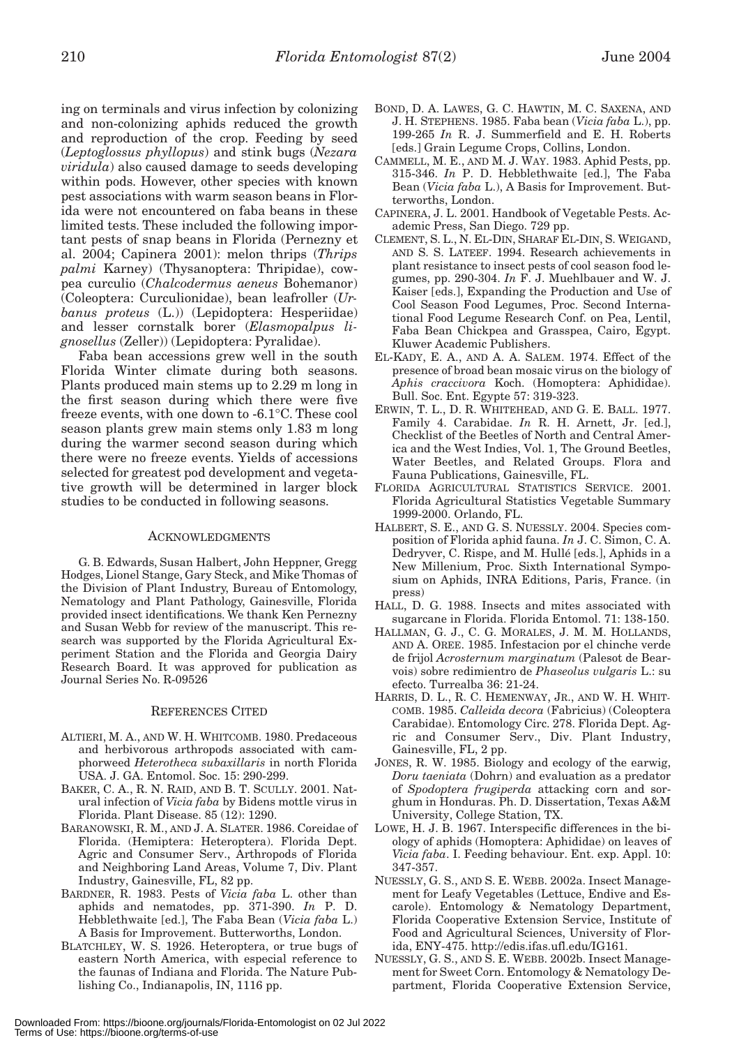ing on terminals and virus infection by colonizing and non-colonizing aphids reduced the growth and reproduction of the crop. Feeding by seed (*Leptoglossus phyllopus*) and stink bugs (*Nezara viridula*) also caused damage to seeds developing within pods. However, other species with known pest associations with warm season beans in Florida were not encountered on faba beans in these limited tests. These included the following important pests of snap beans in Florida (Pernezny et al. 2004; Capinera 2001): melon thrips (*Thrips palmi* Karney) (Thysanoptera: Thripidae), cowpea curculio (*Chalcodermus aeneus* Bohemanor) (Coleoptera: Curculionidae), bean leafroller (*Urbanus proteus* (L.)) (Lepidoptera: Hesperiidae) and lesser cornstalk borer (*Elasmopalpus lignosellus* (Zeller)) (Lepidoptera: Pyralidae).

Faba bean accessions grew well in the south Florida Winter climate during both seasons. Plants produced main stems up to 2.29 m long in the first season during which there were five freeze events, with one down to -6.1°C. These cool season plants grew main stems only 1.83 m long during the warmer second season during which there were no freeze events. Yields of accessions selected for greatest pod development and vegetative growth will be determined in larger block studies to be conducted in following seasons.

## Acknowledgments

G. B. Edwards, Susan Halbert, John Heppner, Gregg Hodges, Lionel Stange, Gary Steck, and Mike Thomas of the Division of Plant Industry, Bureau of Entomology, Nematology and Plant Pathology, Gainesville, Florida provided insect identifications. We thank Ken Pernezny and Susan Webb for review of the manuscript. This research was supported by the Florida Agricultural Experiment Station and the Florida and Georgia Dairy Research Board. It was approved for publication as Journal Series No. R-09526

## References Cited

ALTIERI, M. A., AND W. H. WHITCOMB. 1980. Predaceous and herbivorous arthropods associated with camphorweed *Heterotheca subaxillaris* in north Florida USA. J. GA. Entomol. Soc. 15: 290-299.

BAKER, C. A., R. N. RAID, AND B. T. SCULLY. 2001. Natural infection of *Vicia faba* by Bidens mottle virus in Florida. Plant Disease. 85 (12): 1290.

BARANOWSKI, R. M., AND J. A. SLATER. 1986. Coreidae of Florida. (Hemiptera: Heteroptera). Florida Dept. Agric and Consumer Serv., Arthropods of Florida and Neighboring Land Areas, Volume 7, Div. Plant Industry, Gainesville, FL, 82 pp.

BARDNER, R. 1983. Pests of *Vicia faba* L. other than aphids and nematodes, pp. 371-390. *In* P. D. Hebblethwaite [ed.], The Faba Bean (*Vicia faba* L.) A Basis for Improvement. Butterworths, London.

BLATCHLEY, W. S. 1926. Heteroptera, or true bugs of eastern North America, with especial reference to the faunas of Indiana and Florida. The Nature Publishing Co., Indianapolis, IN, 1116 pp.

BOND, D. A. LAWES, G. C. HAWTIN, M. C. SAXENA, AND J. H. STEPHENS. 1985. Faba bean (*Vicia faba* L.), pp. 199-265 *In* R. J. Summerfield and E. H. Roberts [eds.] Grain Legume Crops, Collins, London.

CAMMELL, M. E., AND M. J. WAY. 1983. Aphid Pests, pp. 315-346. *In* P. D. Hebblethwaite [ed.], The Faba Bean (*Vicia faba* L.), A Basis for Improvement. Butterworths, London.

CAPINERA, J. L. 2001. Handbook of Vegetable Pests. Academic Press, San Diego. 729 pp.

CLEMENT, S. L., N. EL-DIN, SHARAF EL-DIN, S. WEIGAND, AND S. S. LATEEF. 1994. Research achievements in plant resistance to insect pests of cool season food legumes, pp. 290-304. *In* F. J. Muehlbauer and W. J. Kaiser [eds.], Expanding the Production and Use of Cool Season Food Legumes, Proc. Second International Food Legume Research Conf. on Pea, Lentil, Faba Bean Chickpea and Grasspea, Cairo, Egypt. Kluwer Academic Publishers.

EL-KADY, E. A., AND A. A. SALEM. 1974. Effect of the presence of broad bean mosaic virus on the biology of *Aphis craccivora* Koch. (Homoptera: Aphididae). Bull. Soc. Ent. Egypte 57: 319-323.

ERWIN, T. L., D. R. WHITEHEAD, AND G. E. BALL. 1977. Family 4. Carabidae. *In* R. H. Arnett, Jr. [ed.], Checklist of the Beetles of North and Central America and the West Indies, Vol. 1, The Ground Beetles, Water Beetles, and Related Groups. Flora and Fauna Publications, Gainesville, FL.

FLORIDA AGRICULTURAL STATISTICS SERVICE. 2001. Florida Agricultural Statistics Vegetable Summary 1999-2000. Orlando, FL.

HALBERT, S. E., AND G. S. NUESSLY. 2004. Species composition of Florida aphid fauna. *In* J. C. Simon, C. A. Dedryver, C. Rispe, and M. Hullé [eds.], Aphids in a New Millenium, Proc. Sixth International Symposium on Aphids, INRA Editions, Paris, France. (in press)

HALL, D. G. 1988. Insects and mites associated with sugarcane in Florida. Florida Entomol. 71: 138-150.

HALLMAN, G. J., C. G. MORALES, J. M. M. HOLLANDS, AND A. OREE. 1985. Infestacion por el chinche verde de frijol *Acrosternum marginatum* (Palesot de Bearvois) sobre redimientro de *Phaseolus vulgaris* L.: su efecto. Turrealba 36: 21-24.

HARRIS, D. L., R. C. HEMENWAY, JR., AND W. H. WHITCOMB. 1985. *Calleida decora* (Fabricius) (Coleoptera Carabidae). Entomology Circ. 278. Florida Dept. Agric and Consumer Serv., Div. Plant Industry, Gainesville, FL, 2 pp.

JONES, R. W. 1985. Biology and ecology of the earwig, *Doru taeniata* (Dohrn) and evaluation as a predator of *Spodoptera frugiperda* attacking corn and sorghum in Honduras. Ph. D. Dissertation, Texas A&M University, College Station, TX.

LOWE, H. J. B. 1967. Interspecific differences in the biology of aphids (Homoptera: Aphididae) on leaves of *Vicia faba*. I. Feeding behaviour. Ent. exp. Appl. 10: 347-357.

NUESSLY, G. S., AND S. E. WEBB. 2002a. Insect Management for Leafy Vegetables (Lettuce, Endive and Escarole). Entomology & Nematology Department, Florida Cooperative Extension Service, Institute of Food and Agricultural Sciences, University of Florida, ENY-475. http://edis.ifas.ufl.edu/IG161.

NUESSLY, G. S., AND S. E. WEBB. 2002b. Insect Management for Sweet Corn. Entomology & Nematology Department, Florida Cooperative Extension Service,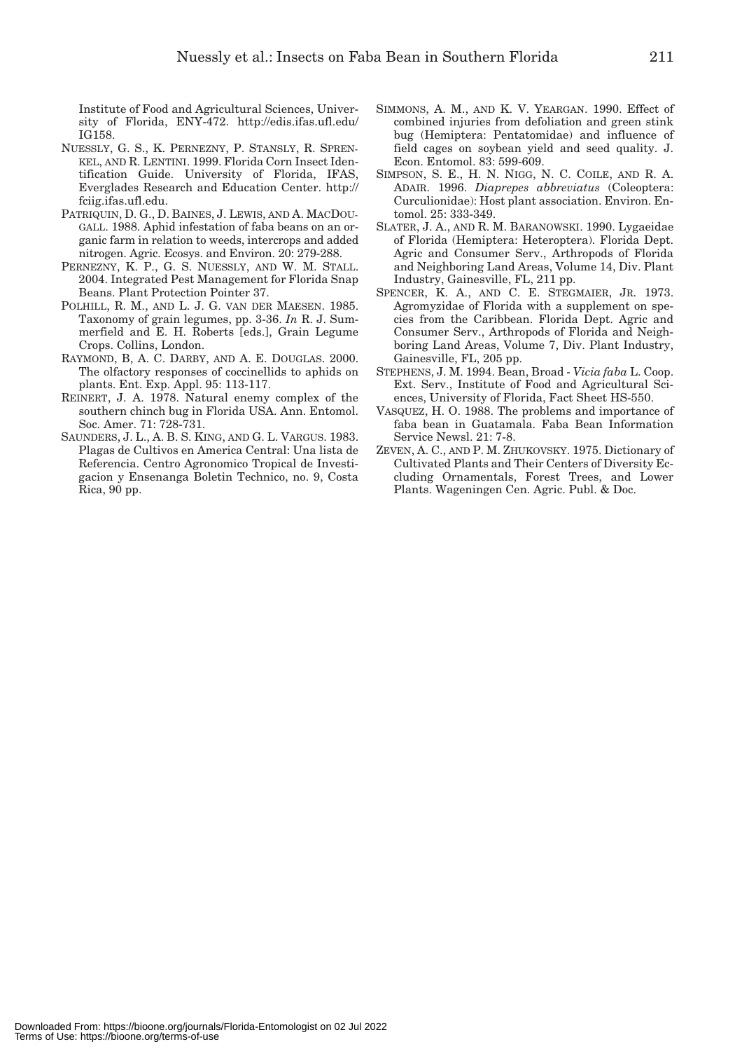Institute of Food and Agricultural Sciences, University of Florida, ENY-472. http://edis.ifas.ufl.edu/IG158.

NUESSLY, G. S., K. PERNEZNY, P. STANSLY, R. SPRENKEL, AND R. LENTINI. 1999. Florida Corn Insect Identification Guide. University of Florida, IFAS, Everglades Research and Education Center. http://fciig.ifas.ufl.edu.

PATRIQUIN, D. G., D. BAINES, J. LEWIS, AND A. MACDOUGALL. 1988. Aphid infestation of faba beans on an organic farm in relation to weeds, intercrops and added nitrogen. Agric. Ecosys. and Environ. 20: 279-288.

PERNEZNY, K. P., G. S. NUESSLY, AND W. M. STALL. 2004. Integrated Pest Management for Florida Snap Beans. Plant Protection Pointer 37.

POLHILL, R. M., AND L. J. G. VAN DER MAESEN. 1985. Taxonomy of grain legumes, pp. 3-36. *In* R. J. Summerfield and E. H. Roberts [eds.], Grain Legume Crops. Collins, London.

RAYMOND, B, A. C. DARBY, AND A. E. DOUGLAS. 2000. The olfactory responses of coccinellids to aphids on plants. Ent. Exp. Appl. 95: 113-117.

REINERT, J. A. 1978. Natural enemy complex of the southern chinch bug in Florida USA. Ann. Entomol. Soc. Amer. 71: 728-731.

SAUNDERS, J. L., A. B. S. KING, AND G. L. VARGUS. 1983. Plagas de Cultivos en America Central: Una lista de Referencia. Centro Agronomico Tropical de Investigacion y Ensenanga Boletin Technico, no. 9, Costa Rica, 90 pp.

SIMMONS, A. M., AND K. V. YEARGAN. 1990. Effect of combined injuries from defoliation and green stink bug (Hemiptera: Pentatomidae) and influence of field cages on soybean yield and seed quality. J. Econ. Entomol. 83: 599-609.

SIMPSON, S. E., H. N. NIGG, N. C. COILE, AND R. A. ADAIR. 1996. *Diaprepes abbreviatus* (Coleoptera: Curculionidae): Host plant association. Environ. Entomol. 25: 333-349.

SLATER, J. A., AND R. M. BARANOWSKI. 1990. Lygaeidae of Florida (Hemiptera: Heteroptera). Florida Dept. Agric and Consumer Serv., Arthropods of Florida and Neighboring Land Areas, Volume 14, Div. Plant Industry, Gainesville, FL, 211 pp.

SPENCER, K. A., AND C. E. STEGMAIER, JR. 1973. Agromyzidae of Florida with a supplement on species from the Caribbean. Florida Dept. Agric and Consumer Serv., Arthropods of Florida and Neighboring Land Areas, Volume 7, Div. Plant Industry, Gainesville, FL, 205 pp.

STEPHENS, J. M. 1994. Bean, Broad - *Vicia faba* L. Coop. Ext. Serv., Institute of Food and Agricultural Sciences, University of Florida, Fact Sheet HS-550.

VASQUEZ, H. O. 1988. The problems and importance of faba bean in Guatamala. Faba Bean Information Service Newsl. 21: 7-8.

ZEVEN, A. C., AND P. M. ZHUKOVSKY. 1975. Dictionary of Cultivated Plants and Their Centers of Diversity Eccluding Ornamentals, Forest Trees, and Lower Plants. Wageningen Cen. Agric. Publ. & Doc.